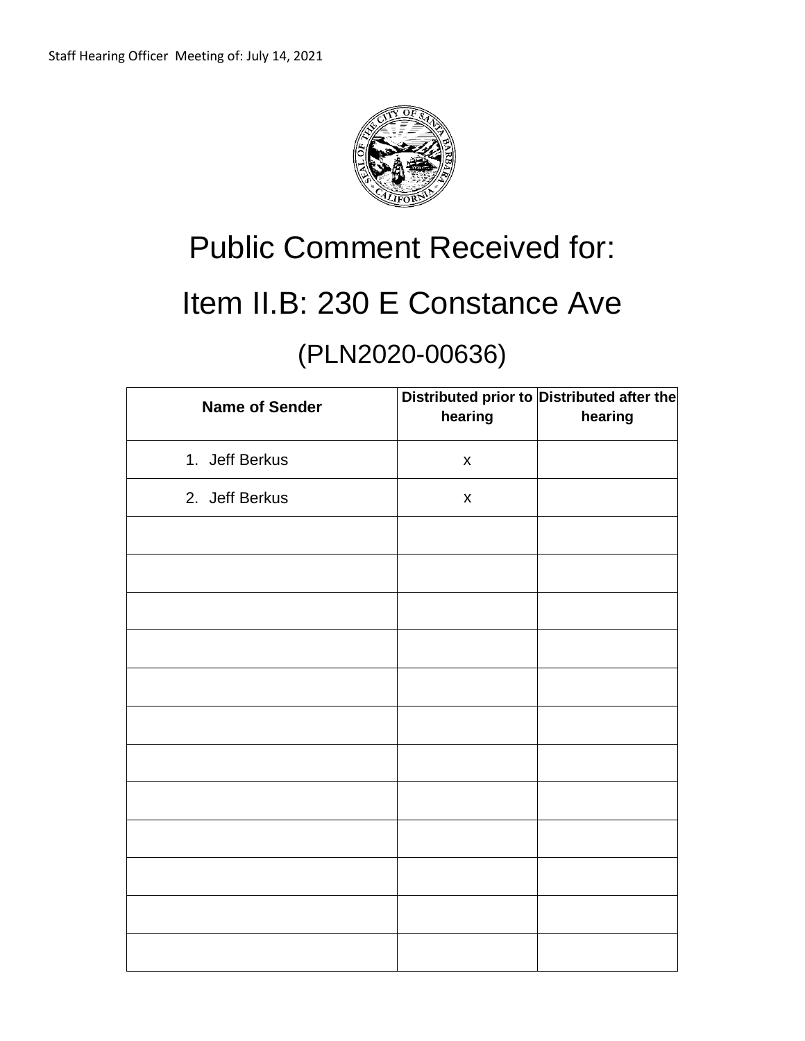Staff Hearing Officer Meeting of: July 14, 2021

# Public Comment Received for:

# Item II.B: 230 E Constance Ave

## (PLN2020-00636)

| Name of Sender | Distributed prior to hearing | Distributed after the hearing |
|---|---|---|
| 1. Jeff Berkus | x | |
| 2. Jeff Berkus | x | |
| | | |
| | | |
| | | |
| | | |
| | | |
| | | |
| | | |
| | | |
| | | |
| | | |
| | | |
| | | |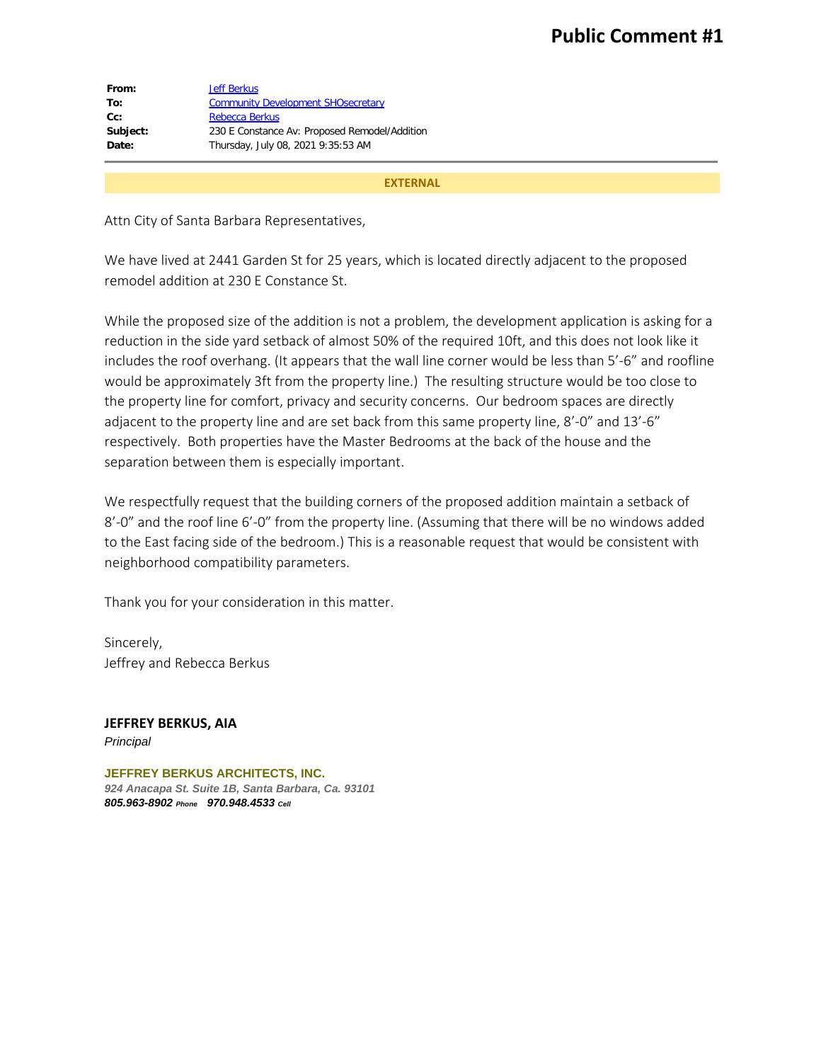# Public Comment #1

| | |
|---|---|
| **From:** | Jeff Berkus |
| **To:** | Community Development SHOsecretary |
| **Cc:** | Rebecca Berkus |
| **Subject:** | 230 E Constance Av: Proposed Remodel/Addition |
| **Date:** | Thursday, July 08, 2021 9:35:53 AM |

---

**EXTERNAL**

Attn City of Santa Barbara Representatives,

We have lived at 2441 Garden St for 25 years, which is located directly adjacent to the proposed remodel addition at 230 E Constance St.

While the proposed size of the addition is not a problem, the development application is asking for a reduction in the side yard setback of almost 50% of the required 10ft, and this does not look like it includes the roof overhang. (It appears that the wall line corner would be less than 5'-6" and roofline would be approximately 3ft from the property line.) The resulting structure would be too close to the property line for comfort, privacy and security concerns. Our bedroom spaces are directly adjacent to the property line and are set back from this same property line, 8'-0" and 13'-6" respectively. Both properties have the Master Bedrooms at the back of the house and the separation between them is especially important.

We respectfully request that the building corners of the proposed addition maintain a setback of 8'-0" and the roof line 6'-0" from the property line. (Assuming that there will be no windows added to the East facing side of the bedroom.) This is a reasonable request that would be consistent with neighborhood compatibility parameters.

Thank you for your consideration in this matter.

Sincerely,
Jeffrey and Rebecca Berkus

**JEFFREY BERKUS, AIA**
*Principal*

**JEFFREY BERKUS ARCHITECTS, INC.**
*924 Anacapa St. Suite 1B, Santa Barbara, Ca. 93101*
***805.963-8902*** *Phone* ***970.948.4533*** *Cell*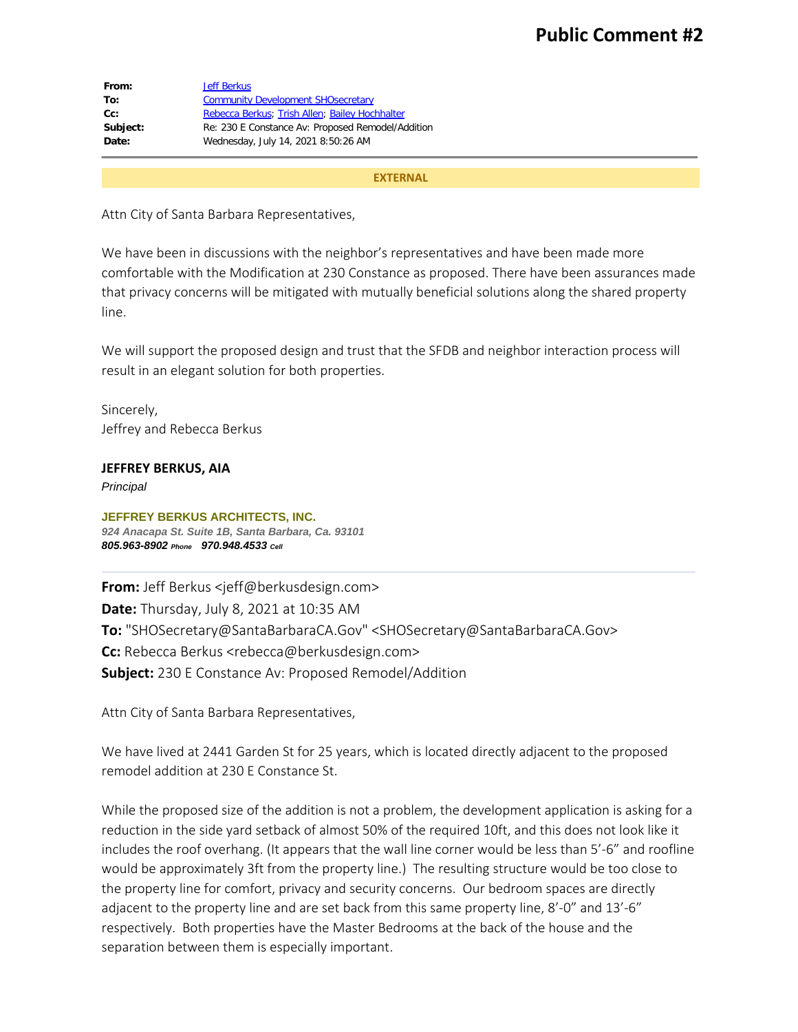# Public Comment #2

| | |
|---|---|
| **From:** | Jeff Berkus |
| **To:** | Community Development SHOsecretary |
| **Cc:** | Rebecca Berkus; Trish Allen; Bailey Hochhalter |
| **Subject:** | Re: 230 E Constance Av: Proposed Remodel/Addition |
| **Date:** | Wednesday, July 14, 2021 8:50:26 AM |

**EXTERNAL**

Attn City of Santa Barbara Representatives,

We have been in discussions with the neighbor's representatives and have been made more comfortable with the Modification at 230 Constance as proposed. There have been assurances made that privacy concerns will be mitigated with mutually beneficial solutions along the shared property line.

We will support the proposed design and trust that the SFDB and neighbor interaction process will result in an elegant solution for both properties.

Sincerely,
Jeffrey and Rebecca Berkus

**JEFFREY BERKUS, AIA**
*Principal*

**JEFFREY BERKUS ARCHITECTS, INC.**
***924 Anacapa St. Suite 1B, Santa Barbara, Ca. 93101***
***805.963-8902** Phone* ***970.948.4533** Cell*

---

**From:** Jeff Berkus <jeff@berkusdesign.com>
**Date:** Thursday, July 8, 2021 at 10:35 AM
**To:** "SHOSecretary@SantaBarbaraCA.Gov" <SHOSecretary@SantaBarbaraCA.Gov>
**Cc:** Rebecca Berkus <rebecca@berkusdesign.com>
**Subject:** 230 E Constance Av: Proposed Remodel/Addition

Attn City of Santa Barbara Representatives,

We have lived at 2441 Garden St for 25 years, which is located directly adjacent to the proposed remodel addition at 230 E Constance St.

While the proposed size of the addition is not a problem, the development application is asking for a reduction in the side yard setback of almost 50% of the required 10ft, and this does not look like it includes the roof overhang. (It appears that the wall line corner would be less than 5'-6" and roofline would be approximately 3ft from the property line.) The resulting structure would be too close to the property line for comfort, privacy and security concerns. Our bedroom spaces are directly adjacent to the property line and are set back from this same property line, 8'-0" and 13'-6" respectively. Both properties have the Master Bedrooms at the back of the house and the separation between them is especially important.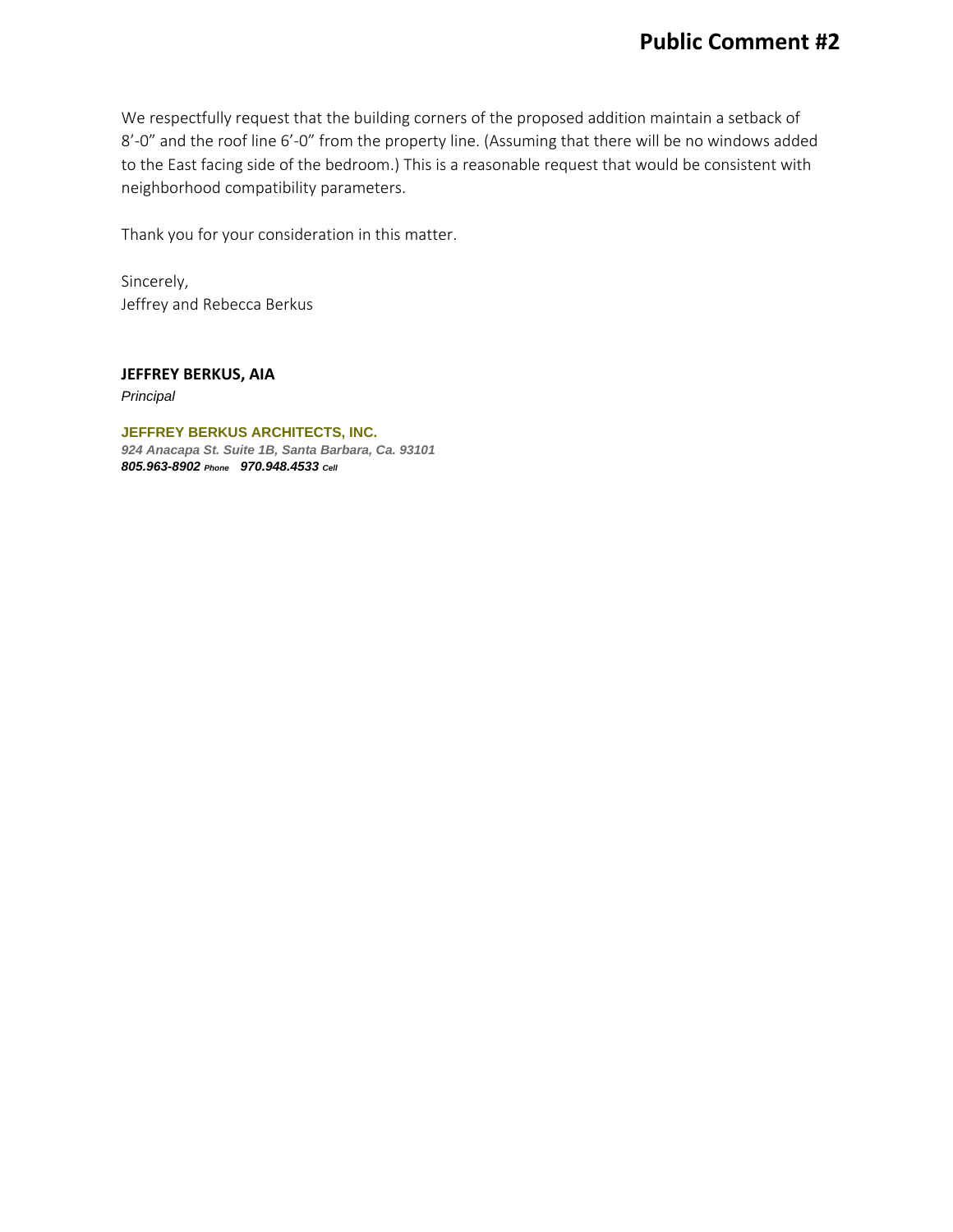# Public Comment #2

We respectfully request that the building corners of the proposed addition maintain a setback of 8'-0" and the roof line 6'-0" from the property line. (Assuming that there will be no windows added to the East facing side of the bedroom.) This is a reasonable request that would be consistent with neighborhood compatibility parameters.

Thank you for your consideration in this matter.

Sincerely,
Jeffrey and Rebecca Berkus

**JEFFREY BERKUS, AIA**
*Principal*

**JEFFREY BERKUS ARCHITECTS, INC.**
***924 Anacapa St. Suite 1B, Santa Barbara, Ca. 93101***
***805.963-8902 Phone 970.948.4533 Cell***